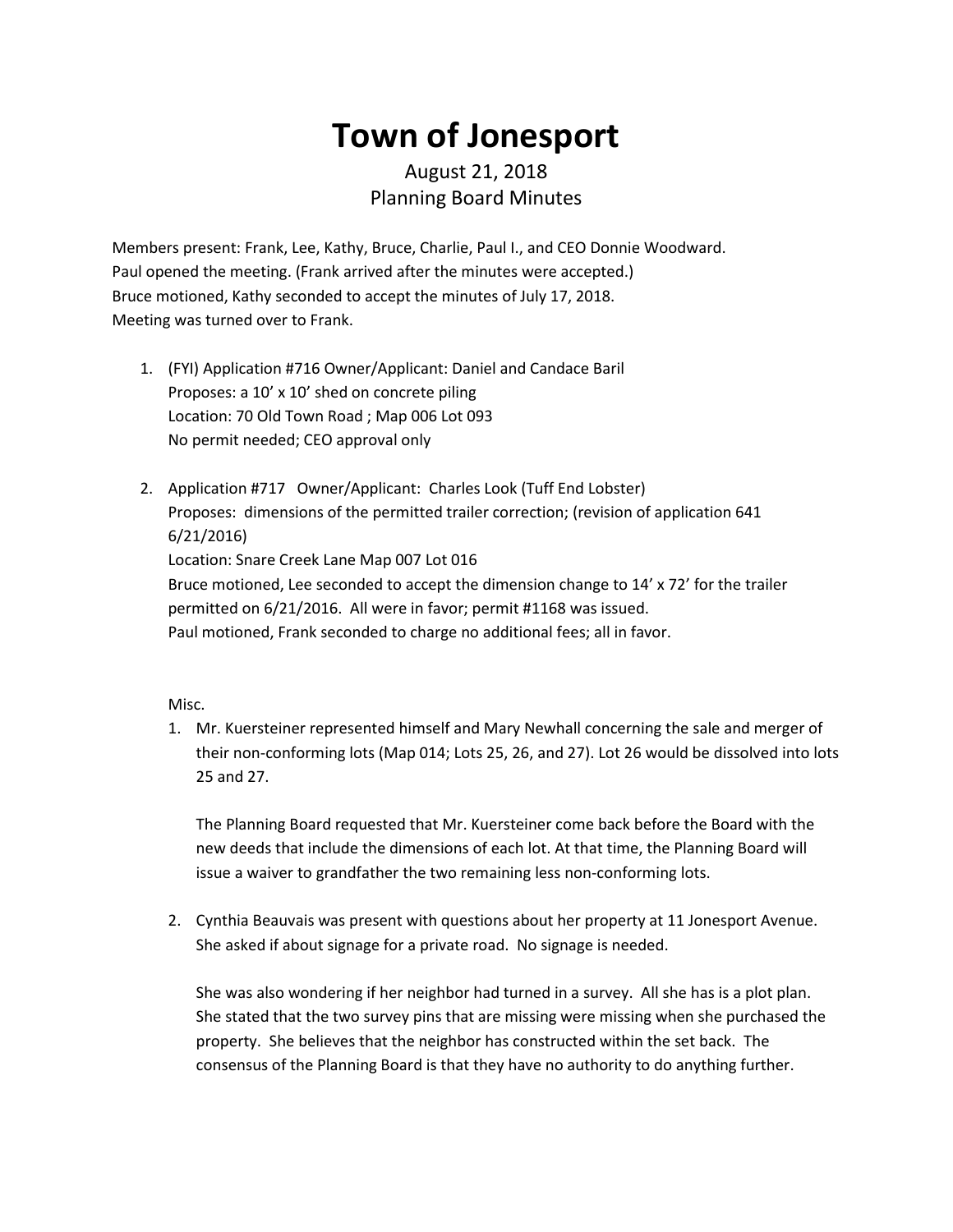# Town of Jonesport

August 21, 2018
Planning Board Minutes

Members present: Frank, Lee, Kathy, Bruce, Charlie, Paul I., and CEO Donnie Woodward.
Paul opened the meeting. (Frank arrived after the minutes were accepted.)
Bruce motioned, Kathy seconded to accept the minutes of July 17, 2018.
Meeting was turned over to Frank.

1. (FYI) Application #716 Owner/Applicant: Daniel and Candace Baril
   Proposes: a 10' x 10' shed on concrete piling
   Location: 70 Old Town Road ; Map 006 Lot 093
   No permit needed; CEO approval only

2. Application #717 Owner/Applicant: Charles Look (Tuff End Lobster)
   Proposes: dimensions of the permitted trailer correction; (revision of application 641 6/21/2016)
   Location: Snare Creek Lane Map 007 Lot 016
   Bruce motioned, Lee seconded to accept the dimension change to 14' x 72' for the trailer permitted on 6/21/2016. All were in favor; permit #1168 was issued.
   Paul motioned, Frank seconded to charge no additional fees; all in favor.

Misc.

1. Mr. Kuersteiner represented himself and Mary Newhall concerning the sale and merger of their non-conforming lots (Map 014; Lots 25, 26, and 27). Lot 26 would be dissolved into lots 25 and 27.

   The Planning Board requested that Mr. Kuersteiner come back before the Board with the new deeds that include the dimensions of each lot. At that time, the Planning Board will issue a waiver to grandfather the two remaining less non-conforming lots.

2. Cynthia Beauvais was present with questions about her property at 11 Jonesport Avenue. She asked if about signage for a private road. No signage is needed.

   She was also wondering if her neighbor had turned in a survey. All she has is a plot plan. She stated that the two survey pins that are missing were missing when she purchased the property. She believes that the neighbor has constructed within the set back. The consensus of the Planning Board is that they have no authority to do anything further.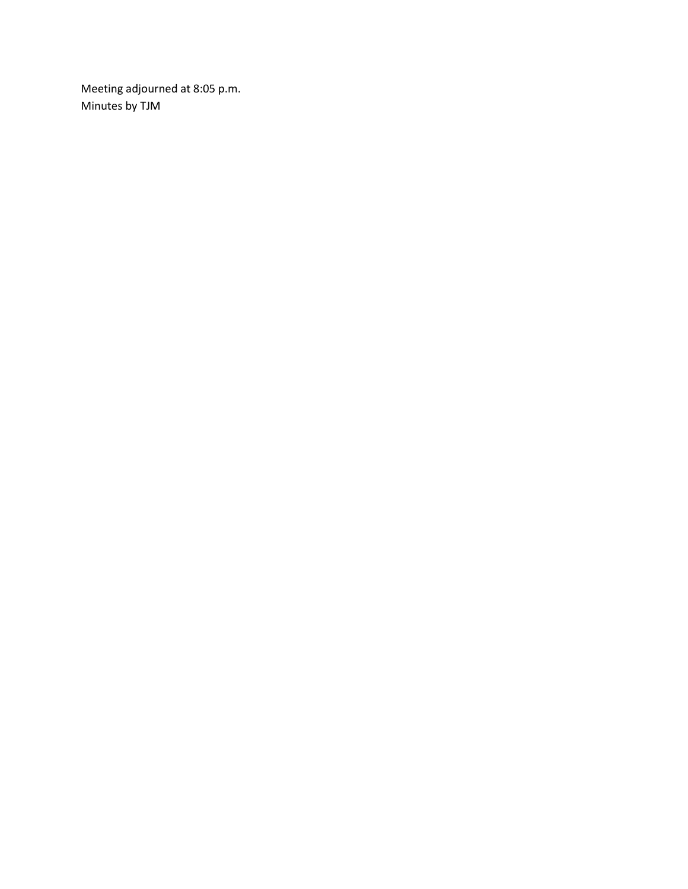Meeting adjourned at 8:05 p.m.
Minutes by TJM